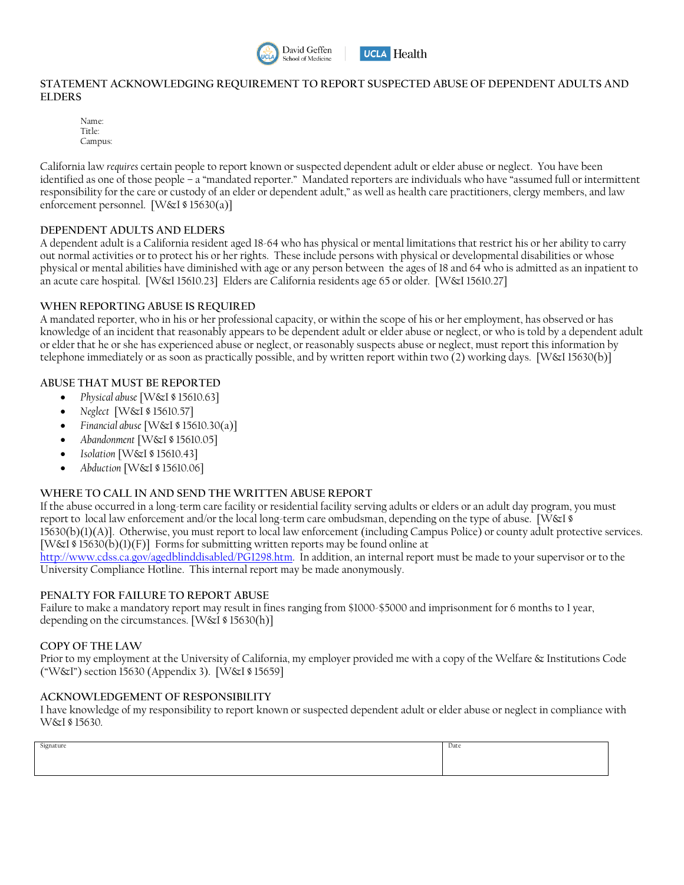# STATEMENT ACKNOWLEDGING REQUIREMENT TO REPORT SUSPECTED ABUSE OF DEPENDENT ADULTS AND ELDERS

Name:
Title:
Campus:

California law *requires* certain people to report known or suspected dependent adult or elder abuse or neglect. You have been identified as one of those people – a "mandated reporter." Mandated reporters are individuals who have "assumed full or intermittent responsibility for the care or custody of an elder or dependent adult," as well as health care practitioners, clergy members, and law enforcement personnel. [W&I § 15630(a)]

## DEPENDENT ADULTS AND ELDERS

A dependent adult is a California resident aged 18-64 who has physical or mental limitations that restrict his or her ability to carry out normal activities or to protect his or her rights. These include persons with physical or developmental disabilities or whose physical or mental abilities have diminished with age or any person between the ages of 18 and 64 who is admitted as an inpatient to an acute care hospital. [W&I 15610.23] Elders are California residents age 65 or older. [W&I 15610.27]

## WHEN REPORTING ABUSE IS REQUIRED

A mandated reporter, who in his or her professional capacity, or within the scope of his or her employment, has observed or has knowledge of an incident that reasonably appears to be dependent adult or elder abuse or neglect, or who is told by a dependent adult or elder that he or she has experienced abuse or neglect, or reasonably suspects abuse or neglect, must report this information by telephone immediately or as soon as practically possible, and by written report within two (2) working days. [W&I 15630(b)]

## ABUSE THAT MUST BE REPORTED

- *Physical abuse* [W&I § 15610.63]
- *Neglect* [W&I § 15610.57]
- *Financial abuse* [W&I § 15610.30(a)]
- *Abandonment* [W&I § 15610.05]
- *Isolation* [W&I § 15610.43]
- *Abduction* [W&I § 15610.06]

## WHERE TO CALL IN AND SEND THE WRITTEN ABUSE REPORT

If the abuse occurred in a long-term care facility or residential facility serving adults or elders or an adult day program, you must report to local law enforcement and/or the local long-term care ombudsman, depending on the type of abuse. [W&I § 15630(b)(1)(A)]. Otherwise, you must report to local law enforcement (including Campus Police) or county adult protective services. [W&I § 15630(b)(1)(F)] Forms for submitting written reports may be found online at http://www.cdss.ca.gov/agedblinddisabled/PG1298.htm. In addition, an internal report must be made to your supervisor or to the University Compliance Hotline. This internal report may be made anonymously.

## PENALTY FOR FAILURE TO REPORT ABUSE

Failure to make a mandatory report may result in fines ranging from $1000-$5000 and imprisonment for 6 months to 1 year, depending on the circumstances. [W&I § 15630(h)]

## COPY OF THE LAW

Prior to my employment at the University of California, my employer provided me with a copy of the Welfare & Institutions Code ("W&I") section 15630 (Appendix 3). [W&I § 15659]

## ACKNOWLEDGEMENT OF RESPONSIBILITY

I have knowledge of my responsibility to report known or suspected dependent adult or elder abuse or neglect in compliance with W&I § 15630.

| Signature | Date |
|---|---|
| | |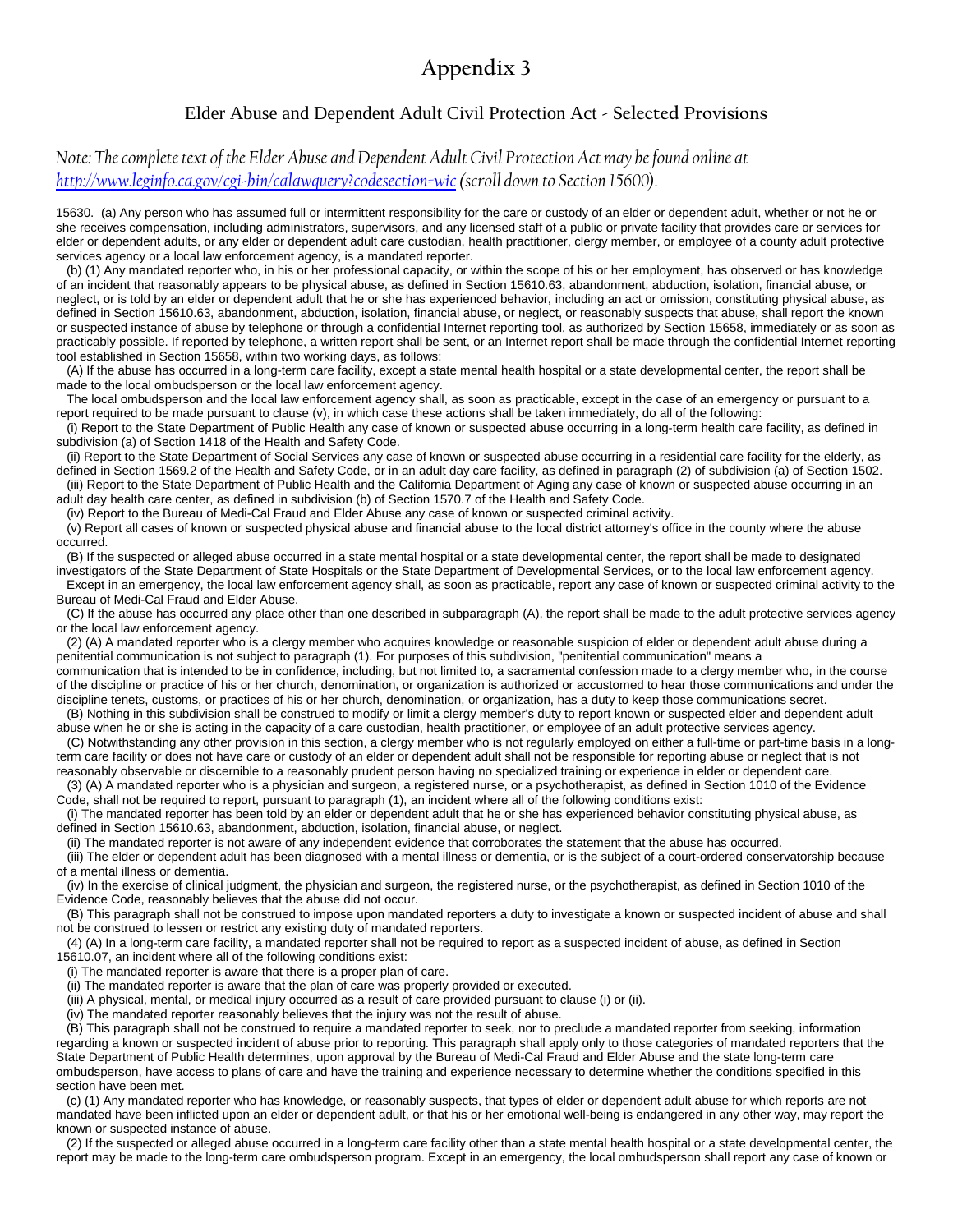# Appendix 3

## Elder Abuse and Dependent Adult Civil Protection Act - Selected Provisions

*Note: The complete text of the Elder Abuse and Dependent Adult Civil Protection Act may be found online at [http://www.leginfo.ca.gov/cgi-bin/calawquery?codesection=wic](http://www.leginfo.ca.gov/cgi-bin/calawquery?codesection=wic) (scroll down to Section 15600).*

15630. (a) Any person who has assumed full or intermittent responsibility for the care or custody of an elder or dependent adult, whether or not he or she receives compensation, including administrators, supervisors, and any licensed staff of a public or private facility that provides care or services for elder or dependent adults, or any elder or dependent adult care custodian, health practitioner, clergy member, or employee of a county adult protective services agency or a local law enforcement agency, is a mandated reporter.

(b) (1) Any mandated reporter who, in his or her professional capacity, or within the scope of his or her employment, has observed or has knowledge of an incident that reasonably appears to be physical abuse, as defined in Section 15610.63, abandonment, abduction, isolation, financial abuse, or neglect, or is told by an elder or dependent adult that he or she has experienced behavior, including an act or omission, constituting physical abuse, as defined in Section 15610.63, abandonment, abduction, isolation, financial abuse, or neglect, or reasonably suspects that abuse, shall report the known or suspected instance of abuse by telephone or through a confidential Internet reporting tool, as authorized by Section 15658, immediately or as soon as practicably possible. If reported by telephone, a written report shall be sent, or an Internet report shall be made through the confidential Internet reporting tool established in Section 15658, within two working days, as follows:

(A) If the abuse has occurred in a long-term care facility, except a state mental health hospital or a state developmental center, the report shall be made to the local ombudsperson or the local law enforcement agency.

The local ombudsperson and the local law enforcement agency shall, as soon as practicable, except in the case of an emergency or pursuant to a report required to be made pursuant to clause (v), in which case these actions shall be taken immediately, do all of the following:

(i) Report to the State Department of Public Health any case of known or suspected abuse occurring in a long-term health care facility, as defined in subdivision (a) of Section 1418 of the Health and Safety Code.

(ii) Report to the State Department of Social Services any case of known or suspected abuse occurring in a residential care facility for the elderly, as defined in Section 1569.2 of the Health and Safety Code, or in an adult day care facility, as defined in paragraph (2) of subdivision (a) of Section 1502.

(iii) Report to the State Department of Public Health and the California Department of Aging any case of known or suspected abuse occurring in an adult day health care center, as defined in subdivision (b) of Section 1570.7 of the Health and Safety Code.

(iv) Report to the Bureau of Medi-Cal Fraud and Elder Abuse any case of known or suspected criminal activity.

(v) Report all cases of known or suspected physical abuse and financial abuse to the local district attorney's office in the county where the abuse occurred.

(B) If the suspected or alleged abuse occurred in a state mental hospital or a state developmental center, the report shall be made to designated investigators of the State Department of State Hospitals or the State Department of Developmental Services, or to the local law enforcement agency.

Except in an emergency, the local law enforcement agency shall, as soon as practicable, report any case of known or suspected criminal activity to the Bureau of Medi-Cal Fraud and Elder Abuse.

(C) If the abuse has occurred any place other than one described in subparagraph (A), the report shall be made to the adult protective services agency or the local law enforcement agency.

(2) (A) A mandated reporter who is a clergy member who acquires knowledge or reasonable suspicion of elder or dependent adult abuse during a penitential communication is not subject to paragraph (1). For purposes of this subdivision, "penitential communication" means a communication that is intended to be in confidence, including, but not limited to, a sacramental confession made to a clergy member who, in the course of the discipline or practice of his or her church, denomination, or organization is authorized or accustomed to hear those communications and under the discipline tenets, customs, or practices of his or her church, denomination, or organization, has a duty to keep those communications secret.

(B) Nothing in this subdivision shall be construed to modify or limit a clergy member's duty to report known or suspected elder and dependent adult abuse when he or she is acting in the capacity of a care custodian, health practitioner, or employee of an adult protective services agency.

(C) Notwithstanding any other provision in this section, a clergy member who is not regularly employed on either a full-time or part-time basis in a long-term care facility or does not have care or custody of an elder or dependent adult shall not be responsible for reporting abuse or neglect that is not reasonably observable or discernible to a reasonably prudent person having no specialized training or experience in elder or dependent care.

(3) (A) A mandated reporter who is a physician and surgeon, a registered nurse, or a psychotherapist, as defined in Section 1010 of the Evidence Code, shall not be required to report, pursuant to paragraph (1), an incident where all of the following conditions exist:

(i) The mandated reporter has been told by an elder or dependent adult that he or she has experienced behavior constituting physical abuse, as defined in Section 15610.63, abandonment, abduction, isolation, financial abuse, or neglect.

(ii) The mandated reporter is not aware of any independent evidence that corroborates the statement that the abuse has occurred.

(iii) The elder or dependent adult has been diagnosed with a mental illness or dementia, or is the subject of a court-ordered conservatorship because of a mental illness or dementia.

(iv) In the exercise of clinical judgment, the physician and surgeon, the registered nurse, or the psychotherapist, as defined in Section 1010 of the Evidence Code, reasonably believes that the abuse did not occur.

(B) This paragraph shall not be construed to impose upon mandated reporters a duty to investigate a known or suspected incident of abuse and shall not be construed to lessen or restrict any existing duty of mandated reporters.

(4) (A) In a long-term care facility, a mandated reporter shall not be required to report as a suspected incident of abuse, as defined in Section 15610.07, an incident where all of the following conditions exist:

(i) The mandated reporter is aware that there is a proper plan of care.

(ii) The mandated reporter is aware that the plan of care was properly provided or executed.

(iii) A physical, mental, or medical injury occurred as a result of care provided pursuant to clause (i) or (ii).

(iv) The mandated reporter reasonably believes that the injury was not the result of abuse.

(B) This paragraph shall not be construed to require a mandated reporter to seek, nor to preclude a mandated reporter from seeking, information regarding a known or suspected incident of abuse prior to reporting. This paragraph shall apply only to those categories of mandated reporters that the State Department of Public Health determines, upon approval by the Bureau of Medi-Cal Fraud and Elder Abuse and the state long-term care ombudsperson, have access to plans of care and have the training and experience necessary to determine whether the conditions specified in this section have been met.

(c) (1) Any mandated reporter who has knowledge, or reasonably suspects, that types of elder or dependent adult abuse for which reports are not mandated have been inflicted upon an elder or dependent adult, or that his or her emotional well-being is endangered in any other way, may report the known or suspected instance of abuse.

(2) If the suspected or alleged abuse occurred in a long-term care facility other than a state mental health hospital or a state developmental center, the report may be made to the long-term care ombudsperson program. Except in an emergency, the local ombudsperson shall report any case of known or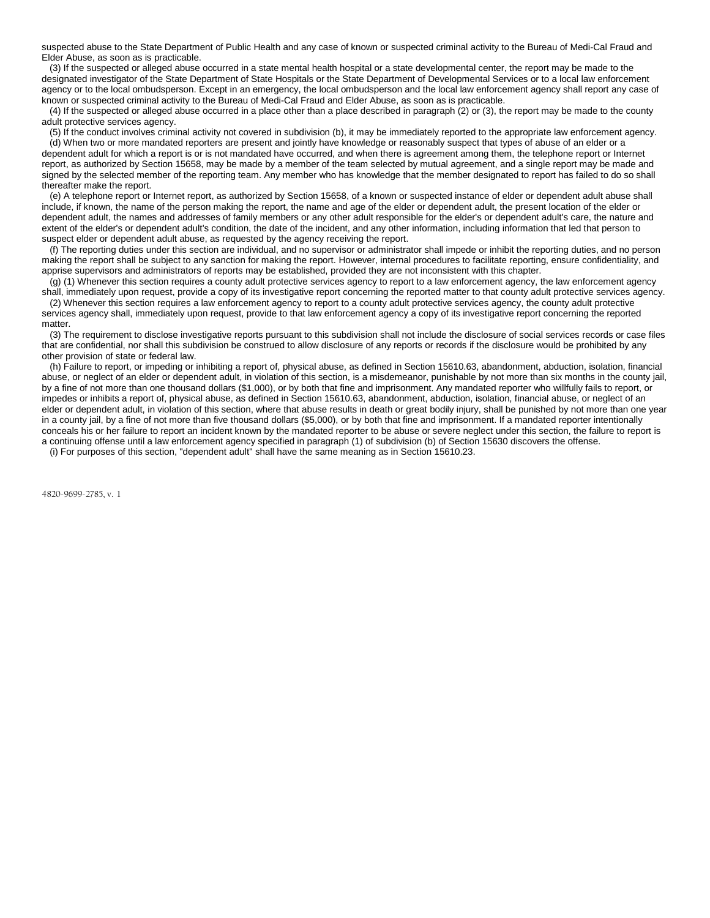suspected abuse to the State Department of Public Health and any case of known or suspected criminal activity to the Bureau of Medi-Cal Fraud and Elder Abuse, as soon as is practicable.

(3) If the suspected or alleged abuse occurred in a state mental health hospital or a state developmental center, the report may be made to the designated investigator of the State Department of State Hospitals or the State Department of Developmental Services or to a local law enforcement agency or to the local ombudsperson. Except in an emergency, the local ombudsperson and the local law enforcement agency shall report any case of known or suspected criminal activity to the Bureau of Medi-Cal Fraud and Elder Abuse, as soon as is practicable.

(4) If the suspected or alleged abuse occurred in a place other than a place described in paragraph (2) or (3), the report may be made to the county adult protective services agency.

(5) If the conduct involves criminal activity not covered in subdivision (b), it may be immediately reported to the appropriate law enforcement agency.

(d) When two or more mandated reporters are present and jointly have knowledge or reasonably suspect that types of abuse of an elder or a dependent adult for which a report is or is not mandated have occurred, and when there is agreement among them, the telephone report or Internet report, as authorized by Section 15658, may be made by a member of the team selected by mutual agreement, and a single report may be made and signed by the selected member of the reporting team. Any member who has knowledge that the member designated to report has failed to do so shall thereafter make the report.

(e) A telephone report or Internet report, as authorized by Section 15658, of a known or suspected instance of elder or dependent adult abuse shall include, if known, the name of the person making the report, the name and age of the elder or dependent adult, the present location of the elder or dependent adult, the names and addresses of family members or any other adult responsible for the elder's or dependent adult's care, the nature and extent of the elder's or dependent adult's condition, the date of the incident, and any other information, including information that led that person to suspect elder or dependent adult abuse, as requested by the agency receiving the report.

(f) The reporting duties under this section are individual, and no supervisor or administrator shall impede or inhibit the reporting duties, and no person making the report shall be subject to any sanction for making the report. However, internal procedures to facilitate reporting, ensure confidentiality, and apprise supervisors and administrators of reports may be established, provided they are not inconsistent with this chapter.

(g) (1) Whenever this section requires a county adult protective services agency to report to a law enforcement agency, the law enforcement agency shall, immediately upon request, provide a copy of its investigative report concerning the reported matter to that county adult protective services agency.

(2) Whenever this section requires a law enforcement agency to report to a county adult protective services agency, the county adult protective services agency shall, immediately upon request, provide to that law enforcement agency a copy of its investigative report concerning the reported matter.

(3) The requirement to disclose investigative reports pursuant to this subdivision shall not include the disclosure of social services records or case files that are confidential, nor shall this subdivision be construed to allow disclosure of any reports or records if the disclosure would be prohibited by any other provision of state or federal law.

(h) Failure to report, or impeding or inhibiting a report of, physical abuse, as defined in Section 15610.63, abandonment, abduction, isolation, financial abuse, or neglect of an elder or dependent adult, in violation of this section, is a misdemeanor, punishable by not more than six months in the county jail, by a fine of not more than one thousand dollars ($1,000), or by both that fine and imprisonment. Any mandated reporter who willfully fails to report, or impedes or inhibits a report of, physical abuse, as defined in Section 15610.63, abandonment, abduction, isolation, financial abuse, or neglect of an elder or dependent adult, in violation of this section, where that abuse results in death or great bodily injury, shall be punished by not more than one year in a county jail, by a fine of not more than five thousand dollars ($5,000), or by both that fine and imprisonment. If a mandated reporter intentionally conceals his or her failure to report an incident known by the mandated reporter to be abuse or severe neglect under this section, the failure to report is a continuing offense until a law enforcement agency specified in paragraph (1) of subdivision (b) of Section 15630 discovers the offense.

(i) For purposes of this section, "dependent adult" shall have the same meaning as in Section 15610.23.

4820-9699-2785, v. 1